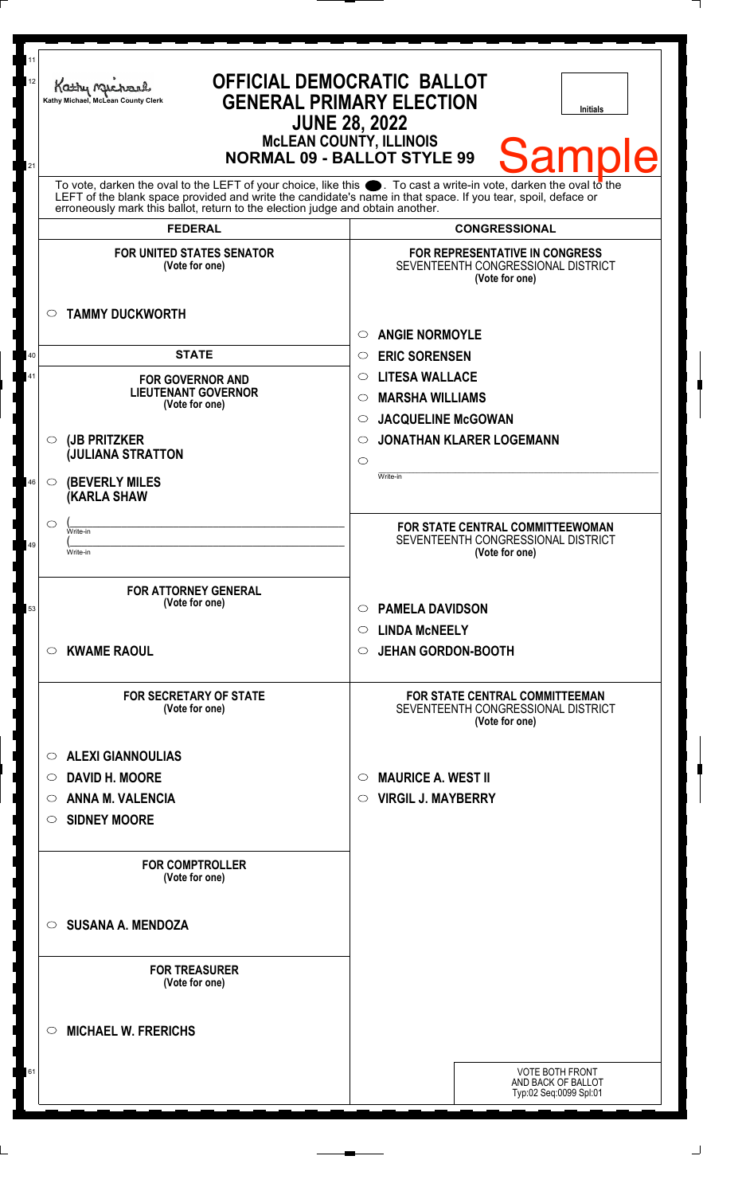Kathy Michael, McLean County Clerk

# OFFICIAL DEMOCRATIC BALLOT
## GENERAL PRIMARY ELECTION
## JUNE 28, 2022
## McLEAN COUNTY, ILLINOIS
## NORMAL 09 - BALLOT STYLE 99

Initials

**Sample**

To vote, darken the oval to the LEFT of your choice, like this ⬤. To cast a write-in vote, darken the oval to the LEFT of the blank space provided and write the candidate's name in that space. If you tear, spoil, deface or erroneously mark this ballot, return to the election judge and obtain another.

## FEDERAL

**FOR UNITED STATES SENATOR**
(Vote for one)

- ○ **TAMMY DUCKWORTH**

## STATE

**FOR GOVERNOR AND LIEUTENANT GOVERNOR**
(Vote for one)

- ○ **(JB PRITZKER (JULIANA STRATTON**
- ○ **(BEVERLY MILES (KARLA SHAW**
- ○ ( ______ Write-in ( ______ Write-in

**FOR ATTORNEY GENERAL**
(Vote for one)

- ○ **KWAME RAOUL**

**FOR SECRETARY OF STATE**
(Vote for one)

- ○ **ALEXI GIANNOULIAS**
- ○ **DAVID H. MOORE**
- ○ **ANNA M. VALENCIA**
- ○ **SIDNEY MOORE**

**FOR COMPTROLLER**
(Vote for one)

- ○ **SUSANA A. MENDOZA**

**FOR TREASURER**
(Vote for one)

- ○ **MICHAEL W. FRERICHS**

## CONGRESSIONAL

**FOR REPRESENTATIVE IN CONGRESS**
SEVENTEENTH CONGRESSIONAL DISTRICT
(Vote for one)

- ○ **ANGIE NORMOYLE**
- ○ **ERIC SORENSEN**
- ○ **LITESA WALLACE**
- ○ **MARSHA WILLIAMS**
- ○ **JACQUELINE McGOWAN**
- ○ **JONATHAN KLARER LOGEMANN**
- ○ ______ Write-in

**FOR STATE CENTRAL COMMITTEEWOMAN**
SEVENTEENTH CONGRESSIONAL DISTRICT
(Vote for one)

- ○ **PAMELA DAVIDSON**
- ○ **LINDA McNEELY**
- ○ **JEHAN GORDON-BOOTH**

**FOR STATE CENTRAL COMMITTEEMAN**
SEVENTEENTH CONGRESSIONAL DISTRICT
(Vote for one)

- ○ **MAURICE A. WEST II**
- ○ **VIRGIL J. MAYBERRY**

VOTE BOTH FRONT AND BACK OF BALLOT
Typ:02 Seq:0099 Spl:01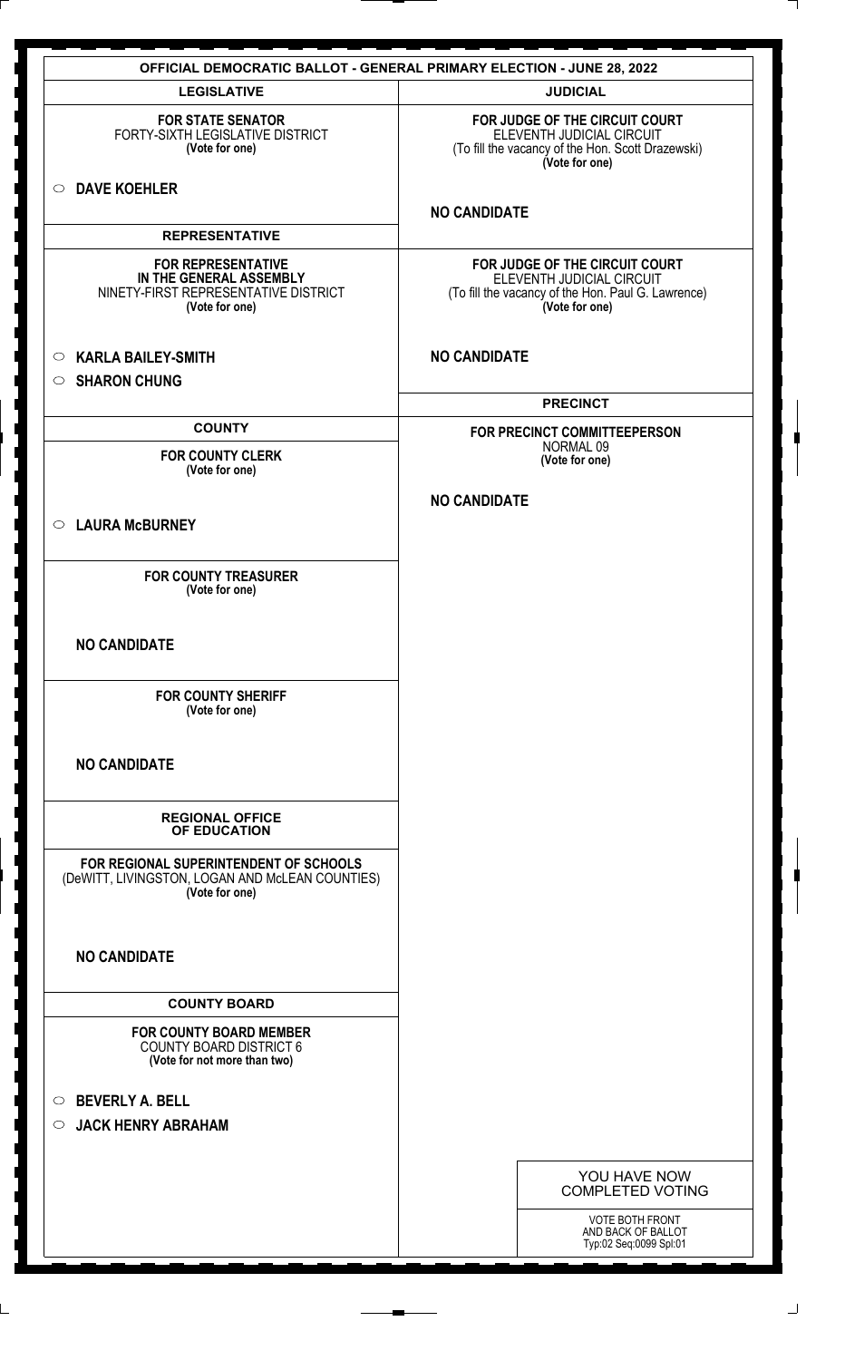# OFFICIAL DEMOCRATIC BALLOT - GENERAL PRIMARY ELECTION - JUNE 28, 2022

## LEGISLATIVE

**FOR STATE SENATOR**
FORTY-SIXTH LEGISLATIVE DISTRICT
**(Vote for one)**

- ○ **DAVE KOEHLER**

## REPRESENTATIVE

**FOR REPRESENTATIVE IN THE GENERAL ASSEMBLY**
NINETY-FIRST REPRESENTATIVE DISTRICT
**(Vote for one)**

- ○ **KARLA BAILEY-SMITH**
- ○ **SHARON CHUNG**

## COUNTY

**FOR COUNTY CLERK**
**(Vote for one)**

- ○ **LAURA McBURNEY**

**FOR COUNTY TREASURER**
**(Vote for one)**

**NO CANDIDATE**

**FOR COUNTY SHERIFF**
**(Vote for one)**

**NO CANDIDATE**

## REGIONAL OFFICE OF EDUCATION

**FOR REGIONAL SUPERINTENDENT OF SCHOOLS**
(DeWITT, LIVINGSTON, LOGAN AND McLEAN COUNTIES)
**(Vote for one)**

**NO CANDIDATE**

## COUNTY BOARD

**FOR COUNTY BOARD MEMBER**
COUNTY BOARD DISTRICT 6
**(Vote for not more than two)**

- ○ **BEVERLY A. BELL**
- ○ **JACK HENRY ABRAHAM**

## JUDICIAL

**FOR JUDGE OF THE CIRCUIT COURT**
ELEVENTH JUDICIAL CIRCUIT
(To fill the vacancy of the Hon. Scott Drazewski)
**(Vote for one)**

**NO CANDIDATE**

**FOR JUDGE OF THE CIRCUIT COURT**
ELEVENTH JUDICIAL CIRCUIT
(To fill the vacancy of the Hon. Paul G. Lawrence)
**(Vote for one)**

**NO CANDIDATE**

## PRECINCT

**FOR PRECINCT COMMITTEEPERSON**
NORMAL 09
**(Vote for one)**

**NO CANDIDATE**

YOU HAVE NOW COMPLETED VOTING

VOTE BOTH FRONT AND BACK OF BALLOT
Typ:02 Seq:0099 Spl:01